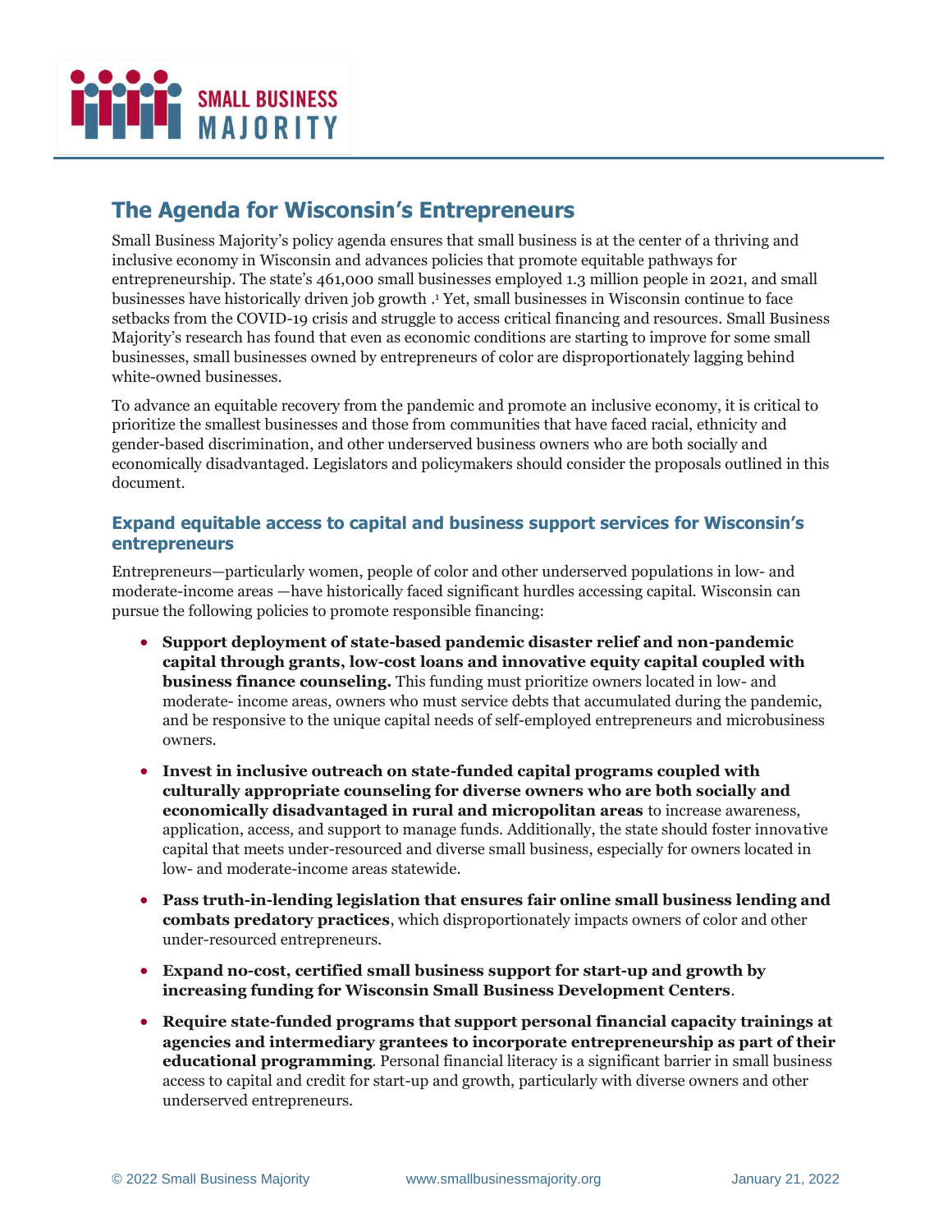# The Agenda for Wisconsin's Entrepreneurs

Small Business Majority's policy agenda ensures that small business is at the center of a thriving and inclusive economy in Wisconsin and advances policies that promote equitable pathways for entrepreneurship. The state's 461,000 small businesses employed 1.3 million people in 2021, and small businesses have historically driven job growth .[1] Yet, small businesses in Wisconsin continue to face setbacks from the COVID-19 crisis and struggle to access critical financing and resources. Small Business Majority's research has found that even as economic conditions are starting to improve for some small businesses, small businesses owned by entrepreneurs of color are disproportionately lagging behind white-owned businesses.

To advance an equitable recovery from the pandemic and promote an inclusive economy, it is critical to prioritize the smallest businesses and those from communities that have faced racial, ethnicity and gender-based discrimination, and other underserved business owners who are both socially and economically disadvantaged. Legislators and policymakers should consider the proposals outlined in this document.

### Expand equitable access to capital and business support services for Wisconsin's entrepreneurs

Entrepreneurs—particularly women, people of color and other underserved populations in low- and moderate-income areas —have historically faced significant hurdles accessing capital. Wisconsin can pursue the following policies to promote responsible financing:

- **Support deployment of state-based pandemic disaster relief and non-pandemic capital through grants, low-cost loans and innovative equity capital coupled with business finance counseling.** This funding must prioritize owners located in low- and moderate- income areas, owners who must service debts that accumulated during the pandemic, and be responsive to the unique capital needs of self-employed entrepreneurs and microbusiness owners.
- **Invest in inclusive outreach on state-funded capital programs coupled with culturally appropriate counseling for diverse owners who are both socially and economically disadvantaged in rural and micropolitan areas** to increase awareness, application, access, and support to manage funds. Additionally, the state should foster innovative capital that meets under-resourced and diverse small business, especially for owners located in low- and moderate-income areas statewide.
- **Pass truth-in-lending legislation that ensures fair online small business lending and combats predatory practices**, which disproportionately impacts owners of color and other under-resourced entrepreneurs.
- **Expand no-cost, certified small business support for start-up and growth by increasing funding for Wisconsin Small Business Development Centers**.
- **Require state-funded programs that support personal financial capacity trainings at agencies and intermediary grantees to incorporate entrepreneurship as part of their educational programming**. Personal financial literacy is a significant barrier in small business access to capital and credit for start-up and growth, particularly with diverse owners and other underserved entrepreneurs.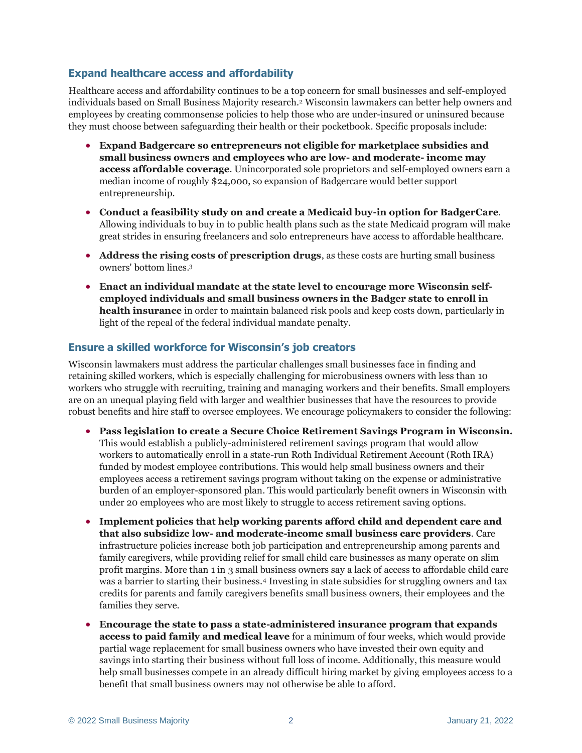## Expand healthcare access and affordability

Healthcare access and affordability continues to be a top concern for small businesses and self-employed individuals based on Small Business Majority research.[2] Wisconsin lawmakers can better help owners and employees by creating commonsense policies to help those who are under-insured or uninsured because they must choose between safeguarding their health or their pocketbook. Specific proposals include:

- **Expand Badgercare so entrepreneurs not eligible for marketplace subsidies and small business owners and employees who are low- and moderate- income may access affordable coverage**. Unincorporated sole proprietors and self-employed owners earn a median income of roughly $24,000, so expansion of Badgercare would better support entrepreneurship.
- **Conduct a feasibility study on and create a Medicaid buy-in option for BadgerCare**. Allowing individuals to buy in to public health plans such as the state Medicaid program will make great strides in ensuring freelancers and solo entrepreneurs have access to affordable healthcare.
- **Address the rising costs of prescription drugs**, as these costs are hurting small business owners' bottom lines.[3]
- **Enact an individual mandate at the state level to encourage more Wisconsin self-employed individuals and small business owners in the Badger state to enroll in health insurance** in order to maintain balanced risk pools and keep costs down, particularly in light of the repeal of the federal individual mandate penalty.

## Ensure a skilled workforce for Wisconsin's job creators

Wisconsin lawmakers must address the particular challenges small businesses face in finding and retaining skilled workers, which is especially challenging for microbusiness owners with less than 10 workers who struggle with recruiting, training and managing workers and their benefits. Small employers are on an unequal playing field with larger and wealthier businesses that have the resources to provide robust benefits and hire staff to oversee employees. We encourage policymakers to consider the following:

- **Pass legislation to create a Secure Choice Retirement Savings Program in Wisconsin.** This would establish a publicly-administered retirement savings program that would allow workers to automatically enroll in a state-run Roth Individual Retirement Account (Roth IRA) funded by modest employee contributions. This would help small business owners and their employees access a retirement savings program without taking on the expense or administrative burden of an employer-sponsored plan. This would particularly benefit owners in Wisconsin with under 20 employees who are most likely to struggle to access retirement saving options.
- **Implement policies that help working parents afford child and dependent care and that also subsidize low- and moderate-income small business care providers**. Care infrastructure policies increase both job participation and entrepreneurship among parents and family caregivers, while providing relief for small child care businesses as many operate on slim profit margins. More than 1 in 3 small business owners say a lack of access to affordable child care was a barrier to starting their business.[4] Investing in state subsidies for struggling owners and tax credits for parents and family caregivers benefits small business owners, their employees and the families they serve.
- **Encourage the state to pass a state-administered insurance program that expands access to paid family and medical leave** for a minimum of four weeks, which would provide partial wage replacement for small business owners who have invested their own equity and savings into starting their business without full loss of income. Additionally, this measure would help small businesses compete in an already difficult hiring market by giving employees access to a benefit that small business owners may not otherwise be able to afford.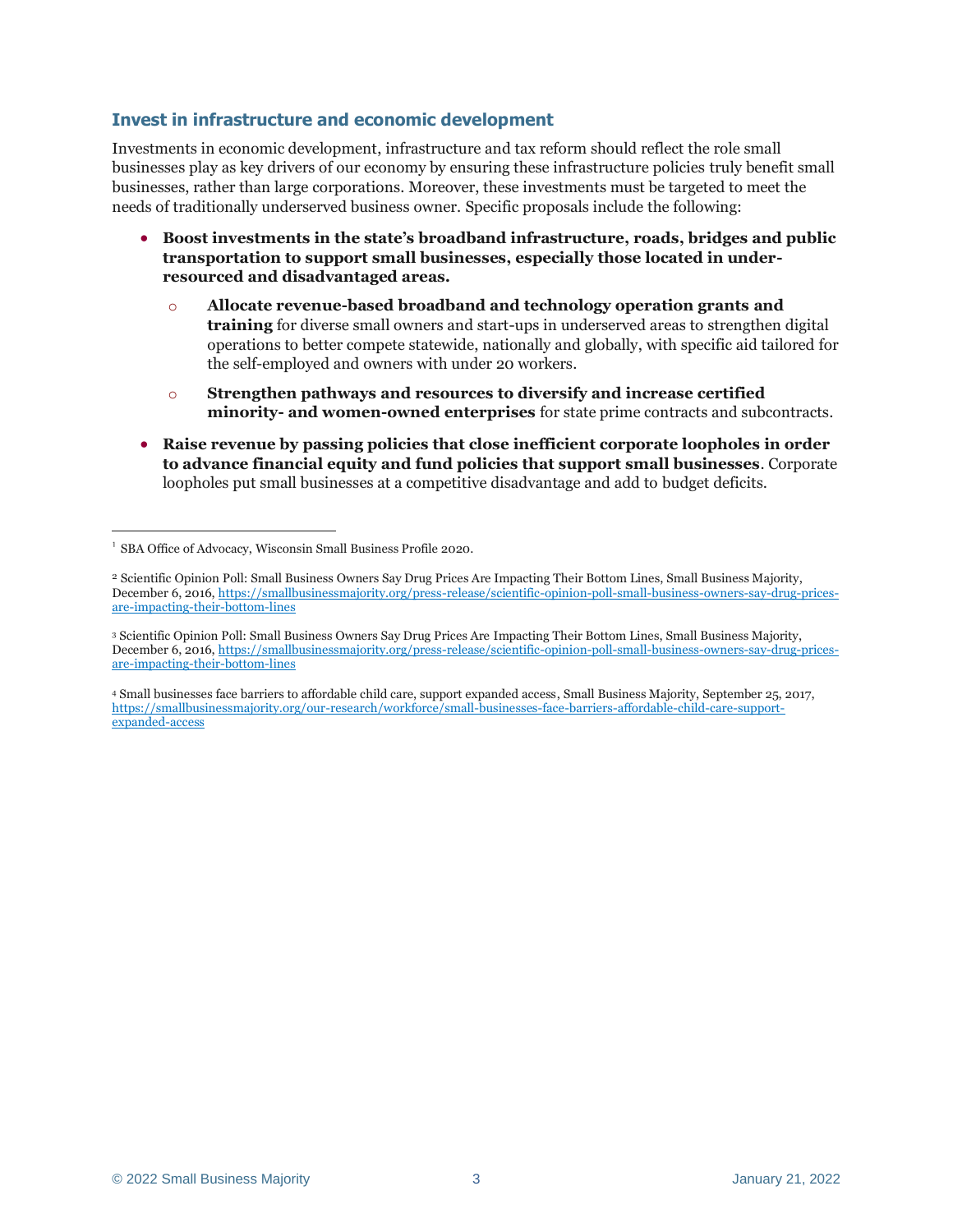## Invest in infrastructure and economic development

Investments in economic development, infrastructure and tax reform should reflect the role small businesses play as key drivers of our economy by ensuring these infrastructure policies truly benefit small businesses, rather than large corporations. Moreover, these investments must be targeted to meet the needs of traditionally underserved business owner. Specific proposals include the following:

- **Boost investments in the state's broadband infrastructure, roads, bridges and public transportation to support small businesses, especially those located in under-resourced and disadvantaged areas.**
    - **Allocate revenue-based broadband and technology operation grants and training** for diverse small owners and start-ups in underserved areas to strengthen digital operations to better compete statewide, nationally and globally, with specific aid tailored for the self-employed and owners with under 20 workers.
    - **Strengthen pathways and resources to diversify and increase certified minority- and women-owned enterprises** for state prime contracts and subcontracts.
- **Raise revenue by passing policies that close inefficient corporate loopholes in order to advance financial equity and fund policies that support small businesses**. Corporate loopholes put small businesses at a competitive disadvantage and add to budget deficits.

---

[1] SBA Office of Advocacy, Wisconsin Small Business Profile 2020.

[2] Scientific Opinion Poll: Small Business Owners Say Drug Prices Are Impacting Their Bottom Lines, Small Business Majority, December 6, 2016, https://smallbusinessmajority.org/press-release/scientific-opinion-poll-small-business-owners-say-drug-prices-are-impacting-their-bottom-lines

[3] Scientific Opinion Poll: Small Business Owners Say Drug Prices Are Impacting Their Bottom Lines, Small Business Majority, December 6, 2016, https://smallbusinessmajority.org/press-release/scientific-opinion-poll-small-business-owners-say-drug-prices-are-impacting-their-bottom-lines

[4] Small businesses face barriers to affordable child care, support expanded access, Small Business Majority, September 25, 2017, https://smallbusinessmajority.org/our-research/workforce/small-businesses-face-barriers-affordable-child-care-support-expanded-access